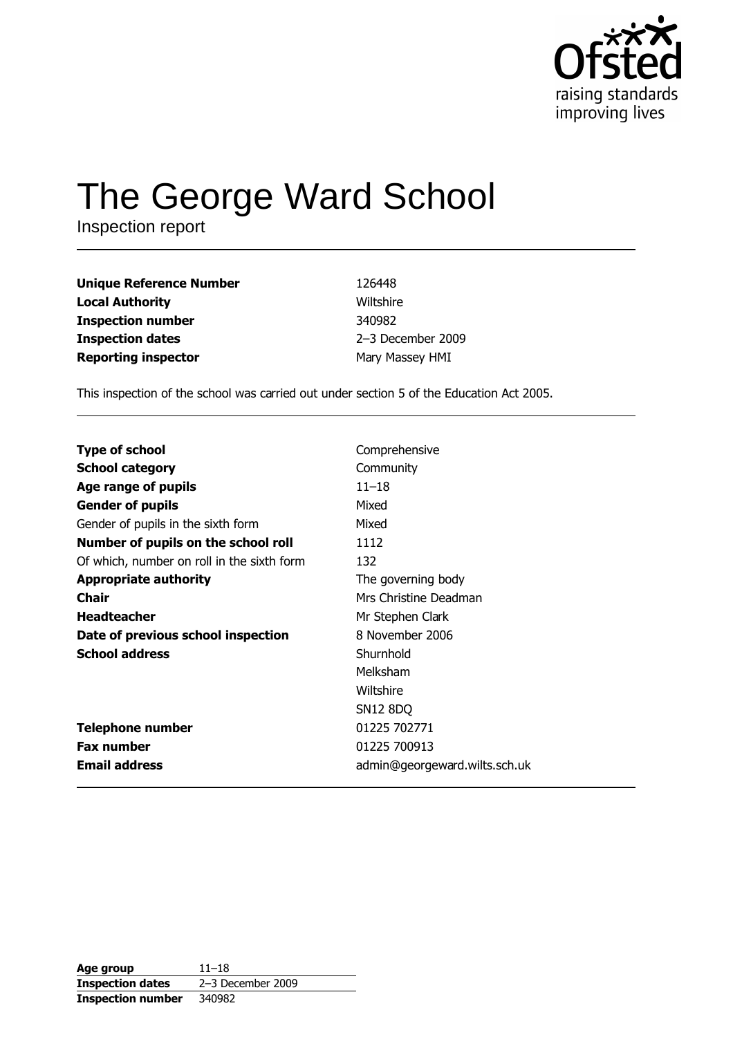# The George Ward School

Inspection report

| | |
|---|---|
| **Unique Reference Number** | 126448 |
| **Local Authority** | Wiltshire |
| **Inspection number** | 340982 |
| **Inspection dates** | 2–3 December 2009 |
| **Reporting inspector** | Mary Massey HMI |

This inspection of the school was carried out under section 5 of the Education Act 2005.

| | |
|---|---|
| **Type of school** | Comprehensive |
| **School category** | Community |
| **Age range of pupils** | 11–18 |
| **Gender of pupils** | Mixed |
| Gender of pupils in the sixth form | Mixed |
| **Number of pupils on the school roll** | 1112 |
| Of which, number on roll in the sixth form | 132 |
| **Appropriate authority** | The governing body |
| **Chair** | Mrs Christine Deadman |
| **Headteacher** | Mr Stephen Clark |
| **Date of previous school inspection** | 8 November 2006 |
| **School address** | Shurnhold<br>Melksham<br>Wiltshire<br>SN12 8DQ |
| **Telephone number** | 01225 702771 |
| **Fax number** | 01225 700913 |
| **Email address** | admin@georgeward.wilts.sch.uk |

| | |
|---|---|
| **Age group** | 11–18 |
| **Inspection dates** | 2–3 December 2009 |
| **Inspection number** | 340982 |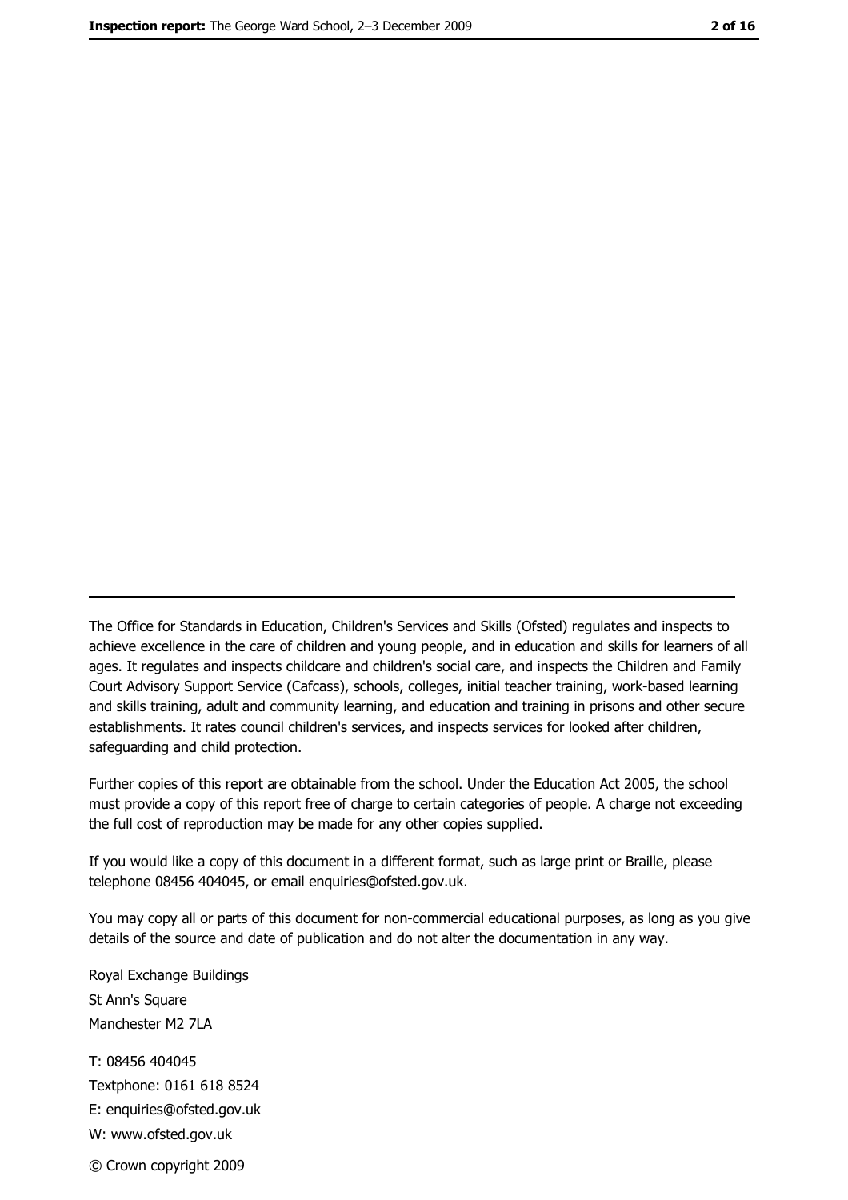---

The Office for Standards in Education, Children's Services and Skills (Ofsted) regulates and inspects to achieve excellence in the care of children and young people, and in education and skills for learners of all ages. It regulates and inspects childcare and children's social care, and inspects the Children and Family Court Advisory Support Service (Cafcass), schools, colleges, initial teacher training, work-based learning and skills training, adult and community learning, and education and training in prisons and other secure establishments. It rates council children's services, and inspects services for looked after children, safeguarding and child protection.

Further copies of this report are obtainable from the school. Under the Education Act 2005, the school must provide a copy of this report free of charge to certain categories of people. A charge not exceeding the full cost of reproduction may be made for any other copies supplied.

If you would like a copy of this document in a different format, such as large print or Braille, please telephone 08456 404045, or email enquiries@ofsted.gov.uk.

You may copy all or parts of this document for non-commercial educational purposes, as long as you give details of the source and date of publication and do not alter the documentation in any way.

Royal Exchange Buildings
St Ann's Square
Manchester M2 7LA

T: 08456 404045
Textphone: 0161 618 8524
E: enquiries@ofsted.gov.uk
W: www.ofsted.gov.uk

© Crown copyright 2009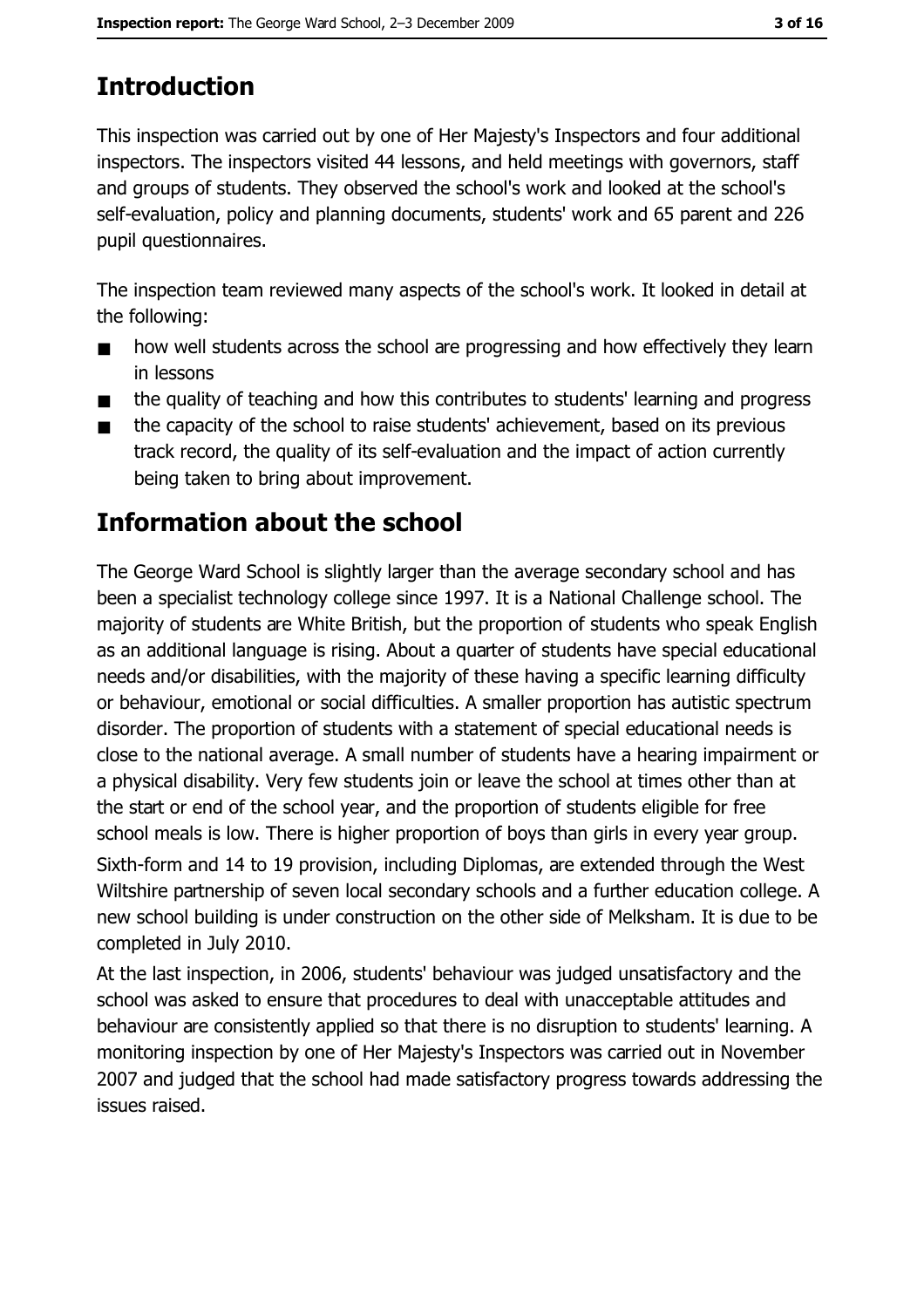## Introduction

This inspection was carried out by one of Her Majesty's Inspectors and four additional inspectors. The inspectors visited 44 lessons, and held meetings with governors, staff and groups of students. They observed the school's work and looked at the school's self-evaluation, policy and planning documents, students' work and 65 parent and 226 pupil questionnaires.

The inspection team reviewed many aspects of the school's work. It looked in detail at the following:

- how well students across the school are progressing and how effectively they learn in lessons
- the quality of teaching and how this contributes to students' learning and progress
- the capacity of the school to raise students' achievement, based on its previous track record, the quality of its self-evaluation and the impact of action currently being taken to bring about improvement.

## Information about the school

The George Ward School is slightly larger than the average secondary school and has been a specialist technology college since 1997. It is a National Challenge school. The majority of students are White British, but the proportion of students who speak English as an additional language is rising. About a quarter of students have special educational needs and/or disabilities, with the majority of these having a specific learning difficulty or behaviour, emotional or social difficulties. A smaller proportion has autistic spectrum disorder. The proportion of students with a statement of special educational needs is close to the national average. A small number of students have a hearing impairment or a physical disability. Very few students join or leave the school at times other than at the start or end of the school year, and the proportion of students eligible for free school meals is low. There is higher proportion of boys than girls in every year group.

Sixth-form and 14 to 19 provision, including Diplomas, are extended through the West Wiltshire partnership of seven local secondary schools and a further education college. A new school building is under construction on the other side of Melksham. It is due to be completed in July 2010.

At the last inspection, in 2006, students' behaviour was judged unsatisfactory and the school was asked to ensure that procedures to deal with unacceptable attitudes and behaviour are consistently applied so that there is no disruption to students' learning. A monitoring inspection by one of Her Majesty's Inspectors was carried out in November 2007 and judged that the school had made satisfactory progress towards addressing the issues raised.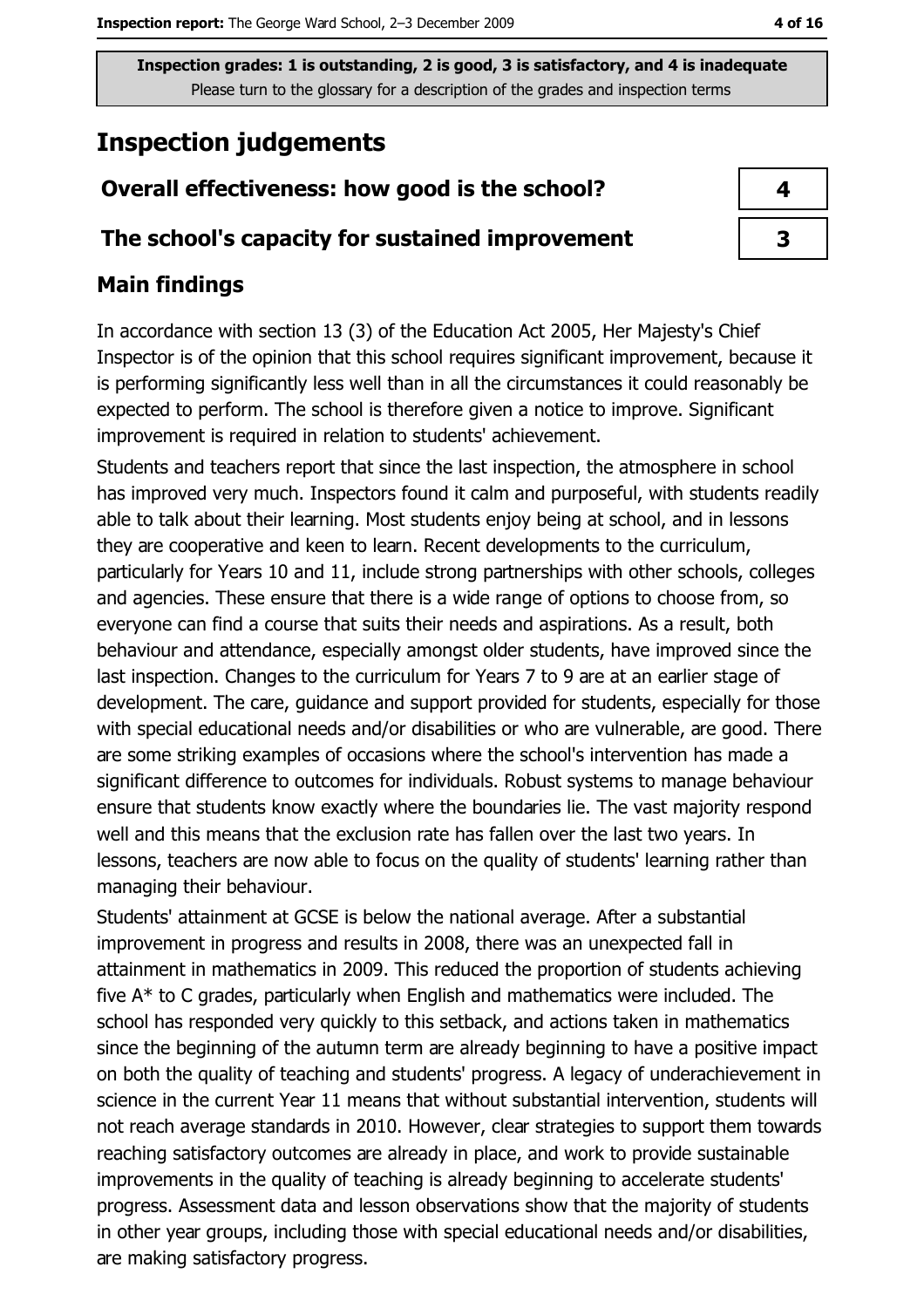Inspection grades: 1 is outstanding, 2 is good, 3 is satisfactory, and 4 is inadequate
Please turn to the glossary for a description of the grades and inspection terms

# Inspection judgements

| Overall effectiveness: how good is the school? | 4 |
| --- | --- |
| The school's capacity for sustained improvement | 3 |

## Main findings

In accordance with section 13 (3) of the Education Act 2005, Her Majesty's Chief Inspector is of the opinion that this school requires significant improvement, because it is performing significantly less well than in all the circumstances it could reasonably be expected to perform. The school is therefore given a notice to improve. Significant improvement is required in relation to students' achievement.

Students and teachers report that since the last inspection, the atmosphere in school has improved very much. Inspectors found it calm and purposeful, with students readily able to talk about their learning. Most students enjoy being at school, and in lessons they are cooperative and keen to learn. Recent developments to the curriculum, particularly for Years 10 and 11, include strong partnerships with other schools, colleges and agencies. These ensure that there is a wide range of options to choose from, so everyone can find a course that suits their needs and aspirations. As a result, both behaviour and attendance, especially amongst older students, have improved since the last inspection. Changes to the curriculum for Years 7 to 9 are at an earlier stage of development. The care, guidance and support provided for students, especially for those with special educational needs and/or disabilities or who are vulnerable, are good. There are some striking examples of occasions where the school's intervention has made a significant difference to outcomes for individuals. Robust systems to manage behaviour ensure that students know exactly where the boundaries lie. The vast majority respond well and this means that the exclusion rate has fallen over the last two years. In lessons, teachers are now able to focus on the quality of students' learning rather than managing their behaviour.

Students' attainment at GCSE is below the national average. After a substantial improvement in progress and results in 2008, there was an unexpected fall in attainment in mathematics in 2009. This reduced the proportion of students achieving five A* to C grades, particularly when English and mathematics were included. The school has responded very quickly to this setback, and actions taken in mathematics since the beginning of the autumn term are already beginning to have a positive impact on both the quality of teaching and students' progress. A legacy of underachievement in science in the current Year 11 means that without substantial intervention, students will not reach average standards in 2010. However, clear strategies to support them towards reaching satisfactory outcomes are already in place, and work to provide sustainable improvements in the quality of teaching is already beginning to accelerate students' progress. Assessment data and lesson observations show that the majority of students in other year groups, including those with special educational needs and/or disabilities, are making satisfactory progress.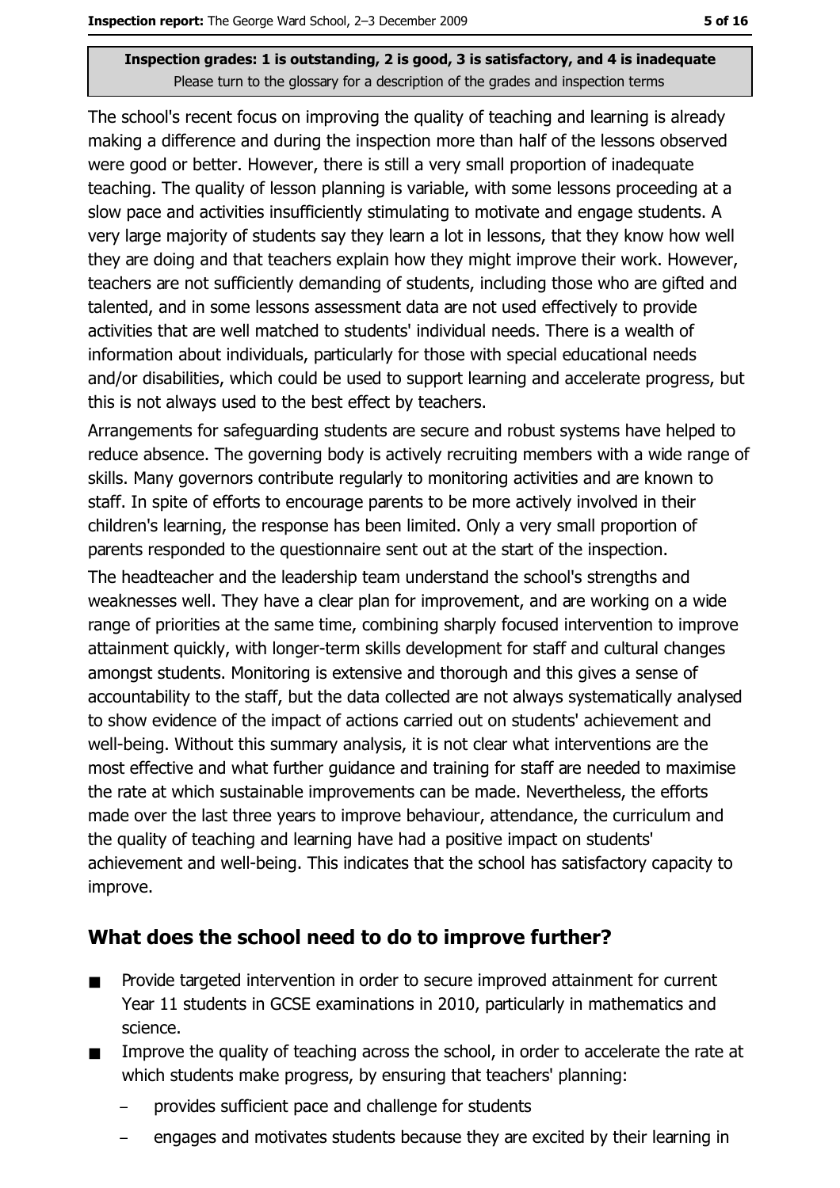Inspection grades: 1 is outstanding, 2 is good, 3 is satisfactory, and 4 is inadequate
Please turn to the glossary for a description of the grades and inspection terms

The school's recent focus on improving the quality of teaching and learning is already making a difference and during the inspection more than half of the lessons observed were good or better. However, there is still a very small proportion of inadequate teaching. The quality of lesson planning is variable, with some lessons proceeding at a slow pace and activities insufficiently stimulating to motivate and engage students. A very large majority of students say they learn a lot in lessons, that they know how well they are doing and that teachers explain how they might improve their work. However, teachers are not sufficiently demanding of students, including those who are gifted and talented, and in some lessons assessment data are not used effectively to provide activities that are well matched to students' individual needs. There is a wealth of information about individuals, particularly for those with special educational needs and/or disabilities, which could be used to support learning and accelerate progress, but this is not always used to the best effect by teachers.

Arrangements for safeguarding students are secure and robust systems have helped to reduce absence. The governing body is actively recruiting members with a wide range of skills. Many governors contribute regularly to monitoring activities and are known to staff. In spite of efforts to encourage parents to be more actively involved in their children's learning, the response has been limited. Only a very small proportion of parents responded to the questionnaire sent out at the start of the inspection.

The headteacher and the leadership team understand the school's strengths and weaknesses well. They have a clear plan for improvement, and are working on a wide range of priorities at the same time, combining sharply focused intervention to improve attainment quickly, with longer-term skills development for staff and cultural changes amongst students. Monitoring is extensive and thorough and this gives a sense of accountability to the staff, but the data collected are not always systematically analysed to show evidence of the impact of actions carried out on students' achievement and well-being. Without this summary analysis, it is not clear what interventions are the most effective and what further guidance and training for staff are needed to maximise the rate at which sustainable improvements can be made. Nevertheless, the efforts made over the last three years to improve behaviour, attendance, the curriculum and the quality of teaching and learning have had a positive impact on students' achievement and well-being. This indicates that the school has satisfactory capacity to improve.

## What does the school need to do to improve further?

- Provide targeted intervention in order to secure improved attainment for current Year 11 students in GCSE examinations in 2010, particularly in mathematics and science.
- Improve the quality of teaching across the school, in order to accelerate the rate at which students make progress, by ensuring that teachers' planning:
  - provides sufficient pace and challenge for students
  - engages and motivates students because they are excited by their learning in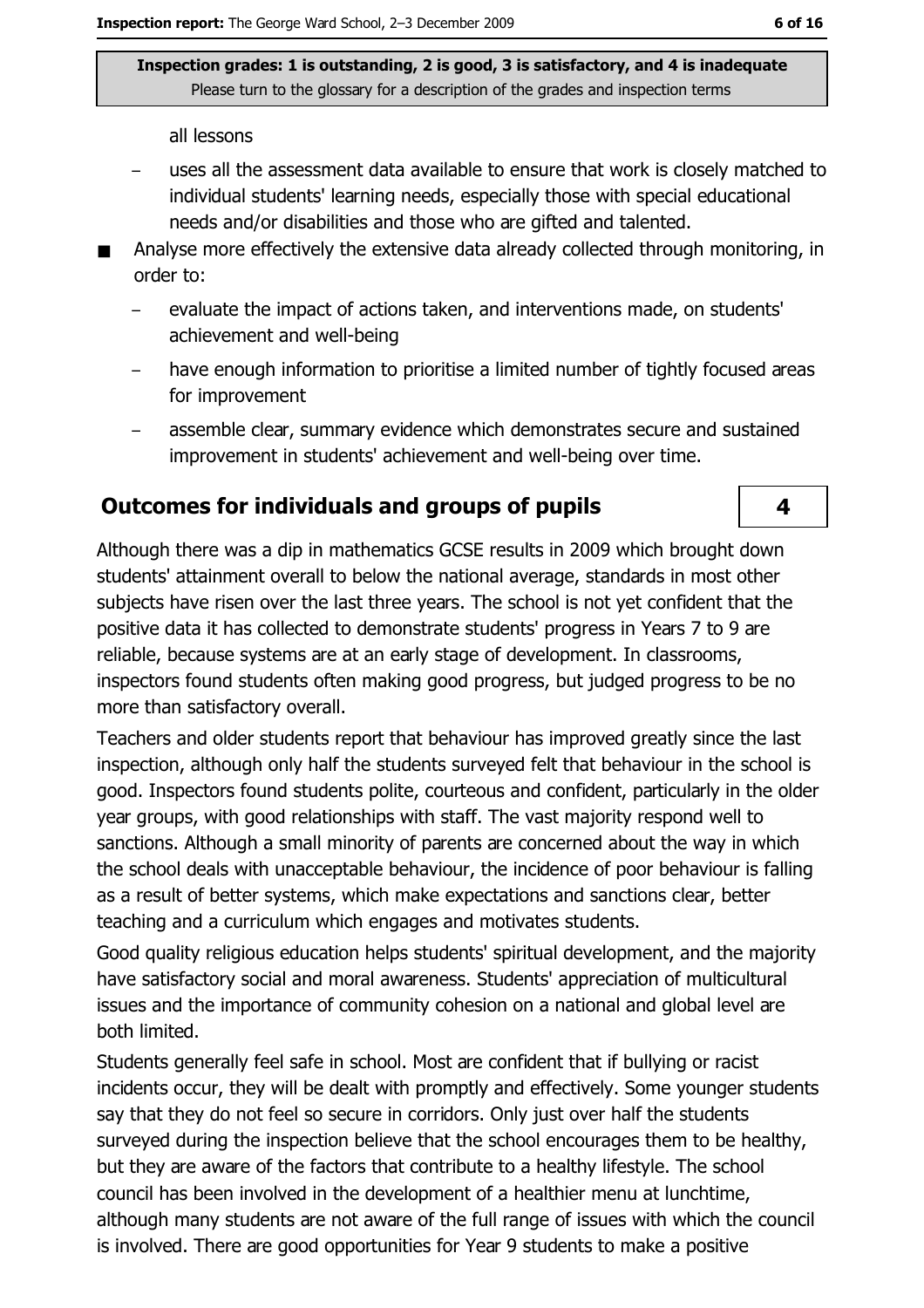all lessons

- uses all the assessment data available to ensure that work is closely matched to individual students' learning needs, especially those with special educational needs and/or disabilities and those who are gifted and talented.

- Analyse more effectively the extensive data already collected through monitoring, in order to:
  - evaluate the impact of actions taken, and interventions made, on students' achievement and well-being
  - have enough information to prioritise a limited number of tightly focused areas for improvement
  - assemble clear, summary evidence which demonstrates secure and sustained improvement in students' achievement and well-being over time.

## Outcomes for individuals and groups of pupils

**4**

Although there was a dip in mathematics GCSE results in 2009 which brought down students' attainment overall to below the national average, standards in most other subjects have risen over the last three years. The school is not yet confident that the positive data it has collected to demonstrate students' progress in Years 7 to 9 are reliable, because systems are at an early stage of development. In classrooms, inspectors found students often making good progress, but judged progress to be no more than satisfactory overall.

Teachers and older students report that behaviour has improved greatly since the last inspection, although only half the students surveyed felt that behaviour in the school is good. Inspectors found students polite, courteous and confident, particularly in the older year groups, with good relationships with staff. The vast majority respond well to sanctions. Although a small minority of parents are concerned about the way in which the school deals with unacceptable behaviour, the incidence of poor behaviour is falling as a result of better systems, which make expectations and sanctions clear, better teaching and a curriculum which engages and motivates students.

Good quality religious education helps students' spiritual development, and the majority have satisfactory social and moral awareness. Students' appreciation of multicultural issues and the importance of community cohesion on a national and global level are both limited.

Students generally feel safe in school. Most are confident that if bullying or racist incidents occur, they will be dealt with promptly and effectively. Some younger students say that they do not feel so secure in corridors. Only just over half the students surveyed during the inspection believe that the school encourages them to be healthy, but they are aware of the factors that contribute to a healthy lifestyle. The school council has been involved in the development of a healthier menu at lunchtime, although many students are not aware of the full range of issues with which the council is involved. There are good opportunities for Year 9 students to make a positive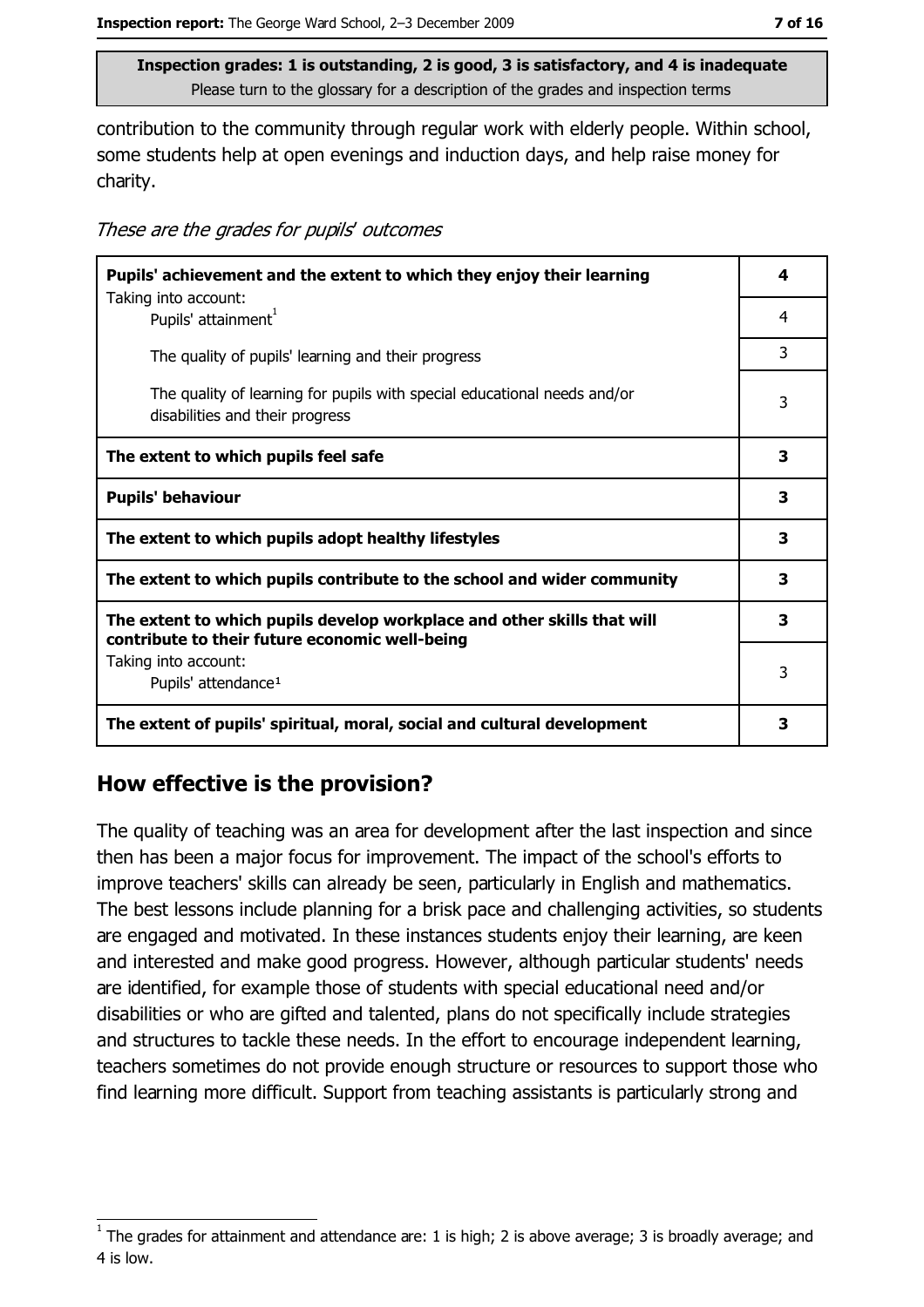contribution to the community through regular work with elderly people. Within school, some students help at open evenings and induction days, and help raise money for charity.

*These are the grades for pupils' outcomes*

| | |
|---|---|
| **Pupils' achievement and the extent to which they enjoy their learning** | **4** |
| Taking into account: Pupils' attainment[1] | 4 |
| The quality of pupils' learning and their progress | 3 |
| The quality of learning for pupils with special educational needs and/or disabilities and their progress | 3 |
| **The extent to which pupils feel safe** | **3** |
| **Pupils' behaviour** | **3** |
| **The extent to which pupils adopt healthy lifestyles** | **3** |
| **The extent to which pupils contribute to the school and wider community** | **3** |
| **The extent to which pupils develop workplace and other skills that will contribute to their future economic well-being** | **3** |
| Taking into account: Pupils' attendance[1] | 3 |
| **The extent of pupils' spiritual, moral, social and cultural development** | **3** |

## How effective is the provision?

The quality of teaching was an area for development after the last inspection and since then has been a major focus for improvement. The impact of the school's efforts to improve teachers' skills can already be seen, particularly in English and mathematics. The best lessons include planning for a brisk pace and challenging activities, so students are engaged and motivated. In these instances students enjoy their learning, are keen and interested and make good progress. However, although particular students' needs are identified, for example those of students with special educational need and/or disabilities or who are gifted and talented, plans do not specifically include strategies and structures to tackle these needs. In the effort to encourage independent learning, teachers sometimes do not provide enough structure or resources to support those who find learning more difficult. Support from teaching assistants is particularly strong and

[1] The grades for attainment and attendance are: 1 is high; 2 is above average; 3 is broadly average; and 4 is low.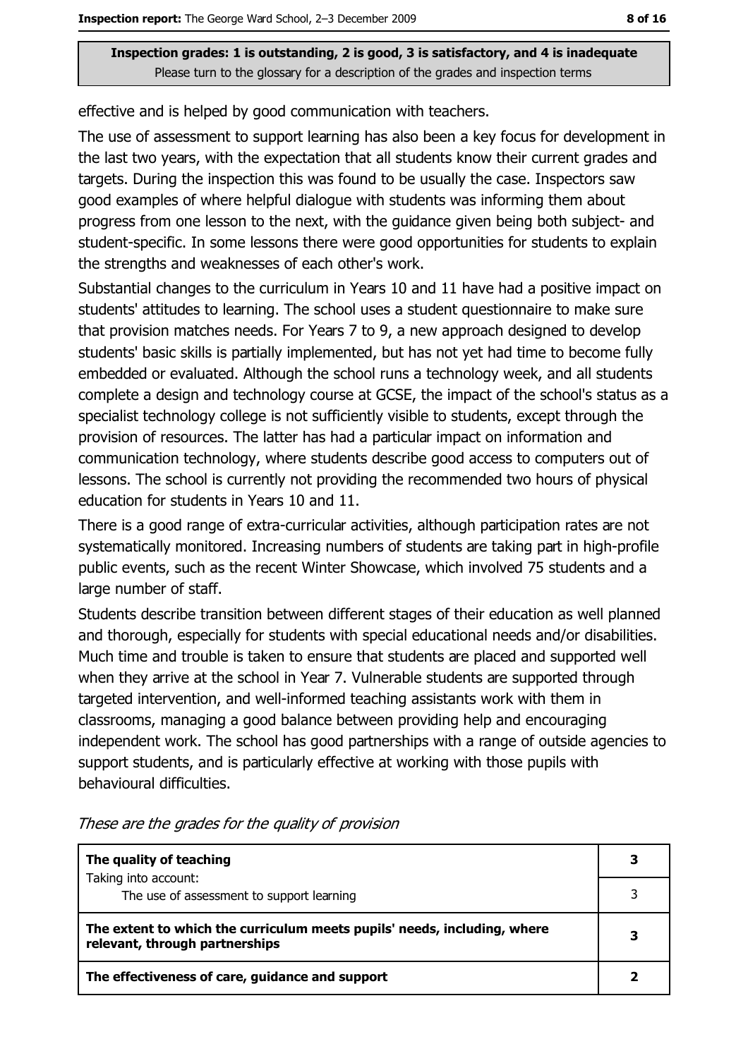**Inspection grades: 1 is outstanding, 2 is good, 3 is satisfactory, and 4 is inadequate**
Please turn to the glossary for a description of the grades and inspection terms

effective and is helped by good communication with teachers.

The use of assessment to support learning has also been a key focus for development in the last two years, with the expectation that all students know their current grades and targets. During the inspection this was found to be usually the case. Inspectors saw good examples of where helpful dialogue with students was informing them about progress from one lesson to the next, with the guidance given being both subject- and student-specific. In some lessons there were good opportunities for students to explain the strengths and weaknesses of each other's work.

Substantial changes to the curriculum in Years 10 and 11 have had a positive impact on students' attitudes to learning. The school uses a student questionnaire to make sure that provision matches needs. For Years 7 to 9, a new approach designed to develop students' basic skills is partially implemented, but has not yet had time to become fully embedded or evaluated. Although the school runs a technology week, and all students complete a design and technology course at GCSE, the impact of the school's status as a specialist technology college is not sufficiently visible to students, except through the provision of resources. The latter has had a particular impact on information and communication technology, where students describe good access to computers out of lessons. The school is currently not providing the recommended two hours of physical education for students in Years 10 and 11.

There is a good range of extra-curricular activities, although participation rates are not systematically monitored. Increasing numbers of students are taking part in high-profile public events, such as the recent Winter Showcase, which involved 75 students and a large number of staff.

Students describe transition between different stages of their education as well planned and thorough, especially for students with special educational needs and/or disabilities. Much time and trouble is taken to ensure that students are placed and supported well when they arrive at the school in Year 7. Vulnerable students are supported through targeted intervention, and well-informed teaching assistants work with them in classrooms, managing a good balance between providing help and encouraging independent work. The school has good partnerships with a range of outside agencies to support students, and is particularly effective at working with those pupils with behavioural difficulties.

*These are the grades for the quality of provision*

| | |
|---|---|
| **The quality of teaching**<br>Taking into account: | **3** |
| The use of assessment to support learning | 3 |
| **The extent to which the curriculum meets pupils' needs, including, where relevant, through partnerships** | **3** |
| **The effectiveness of care, guidance and support** | **2** |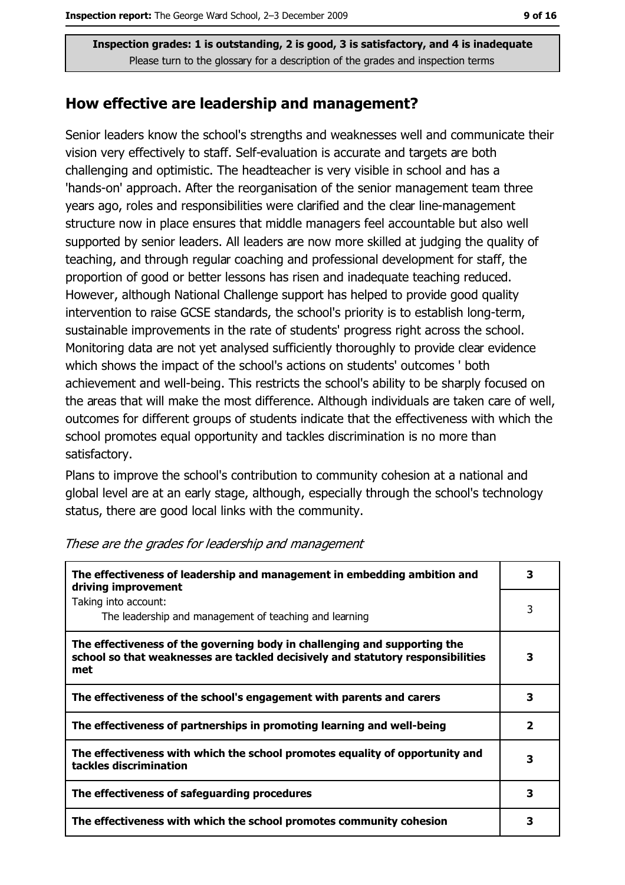Inspection grades: 1 is outstanding, 2 is good, 3 is satisfactory, and 4 is inadequate
Please turn to the glossary for a description of the grades and inspection terms

## How effective are leadership and management?

Senior leaders know the school's strengths and weaknesses well and communicate their vision very effectively to staff. Self-evaluation is accurate and targets are both challenging and optimistic. The headteacher is very visible in school and has a 'hands-on' approach. After the reorganisation of the senior management team three years ago, roles and responsibilities were clarified and the clear line-management structure now in place ensures that middle managers feel accountable but also well supported by senior leaders. All leaders are now more skilled at judging the quality of teaching, and through regular coaching and professional development for staff, the proportion of good or better lessons has risen and inadequate teaching reduced. However, although National Challenge support has helped to provide good quality intervention to raise GCSE standards, the school's priority is to establish long-term, sustainable improvements in the rate of students' progress right across the school. Monitoring data are not yet analysed sufficiently thoroughly to provide clear evidence which shows the impact of the school's actions on students' outcomes ' both achievement and well-being. This restricts the school's ability to be sharply focused on the areas that will make the most difference. Although individuals are taken care of well, outcomes for different groups of students indicate that the effectiveness with which the school promotes equal opportunity and tackles discrimination is no more than satisfactory.

Plans to improve the school's contribution to community cohesion at a national and global level are at an early stage, although, especially through the school's technology status, there are good local links with the community.

*These are the grades for leadership and management*

| | |
|---|---|
| **The effectiveness of leadership and management in embedding ambition and driving improvement** | **3** |
| Taking into account:<br>The leadership and management of teaching and learning | 3 |
| **The effectiveness of the governing body in challenging and supporting the school so that weaknesses are tackled decisively and statutory responsibilities met** | **3** |
| **The effectiveness of the school's engagement with parents and carers** | **3** |
| **The effectiveness of partnerships in promoting learning and well-being** | **2** |
| **The effectiveness with which the school promotes equality of opportunity and tackles discrimination** | **3** |
| **The effectiveness of safeguarding procedures** | **3** |
| **The effectiveness with which the school promotes community cohesion** | **3** |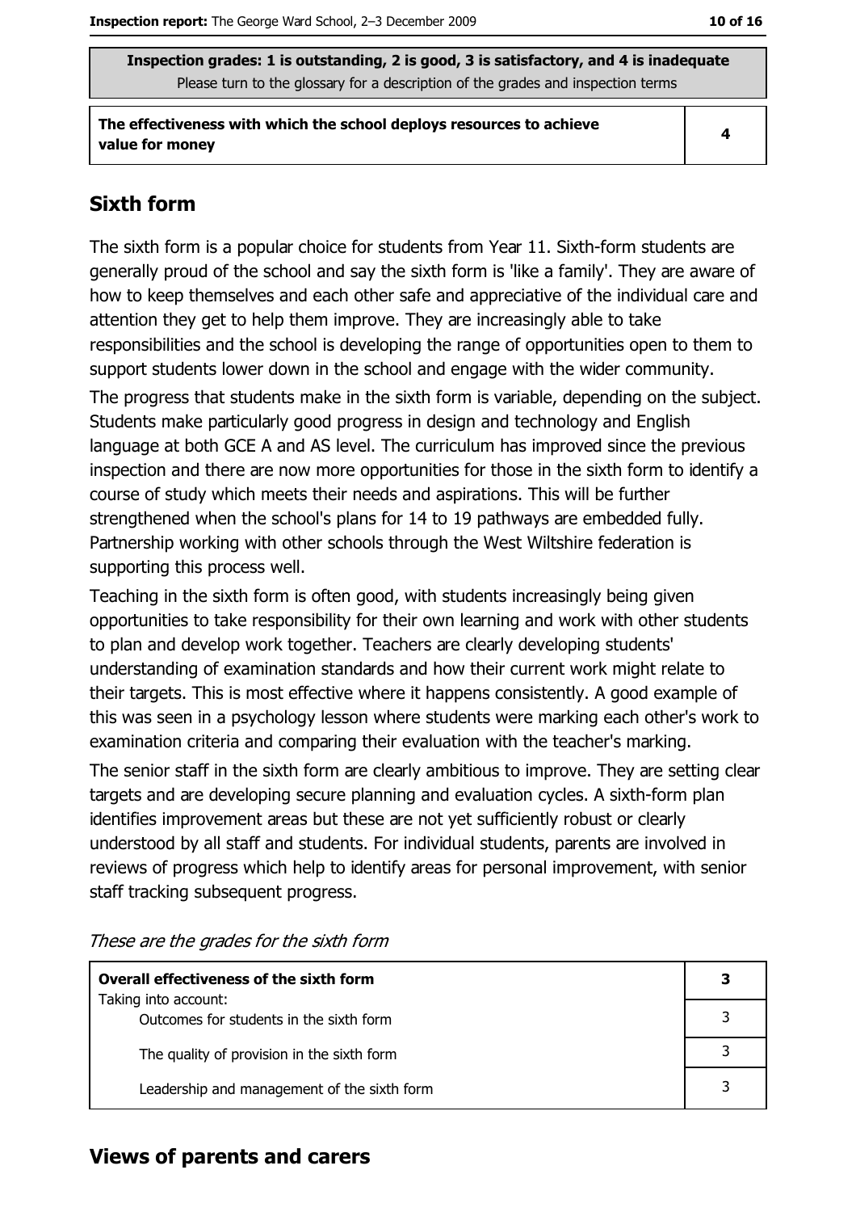Inspection grades: 1 is outstanding, 2 is good, 3 is satisfactory, and 4 is inadequate
Please turn to the glossary for a description of the grades and inspection terms

| The effectiveness with which the school deploys resources to achieve value for money | 4 |
| --- | --- |

## Sixth form

The sixth form is a popular choice for students from Year 11. Sixth-form students are generally proud of the school and say the sixth form is 'like a family'. They are aware of how to keep themselves and each other safe and appreciative of the individual care and attention they get to help them improve. They are increasingly able to take responsibilities and the school is developing the range of opportunities open to them to support students lower down in the school and engage with the wider community.

The progress that students make in the sixth form is variable, depending on the subject. Students make particularly good progress in design and technology and English language at both GCE A and AS level. The curriculum has improved since the previous inspection and there are now more opportunities for those in the sixth form to identify a course of study which meets their needs and aspirations. This will be further strengthened when the school's plans for 14 to 19 pathways are embedded fully. Partnership working with other schools through the West Wiltshire federation is supporting this process well.

Teaching in the sixth form is often good, with students increasingly being given opportunities to take responsibility for their own learning and work with other students to plan and develop work together. Teachers are clearly developing students' understanding of examination standards and how their current work might relate to their targets. This is most effective where it happens consistently. A good example of this was seen in a psychology lesson where students were marking each other's work to examination criteria and comparing their evaluation with the teacher's marking.

The senior staff in the sixth form are clearly ambitious to improve. They are setting clear targets and are developing secure planning and evaluation cycles. A sixth-form plan identifies improvement areas but these are not yet sufficiently robust or clearly understood by all staff and students. For individual students, parents are involved in reviews of progress which help to identify areas for personal improvement, with senior staff tracking subsequent progress.

*These are the grades for the sixth form*

| **Overall effectiveness of the sixth form** | **3** |
| --- | --- |
| Taking into account: Outcomes for students in the sixth form | 3 |
| The quality of provision in the sixth form | 3 |
| Leadership and management of the sixth form | 3 |

## Views of parents and carers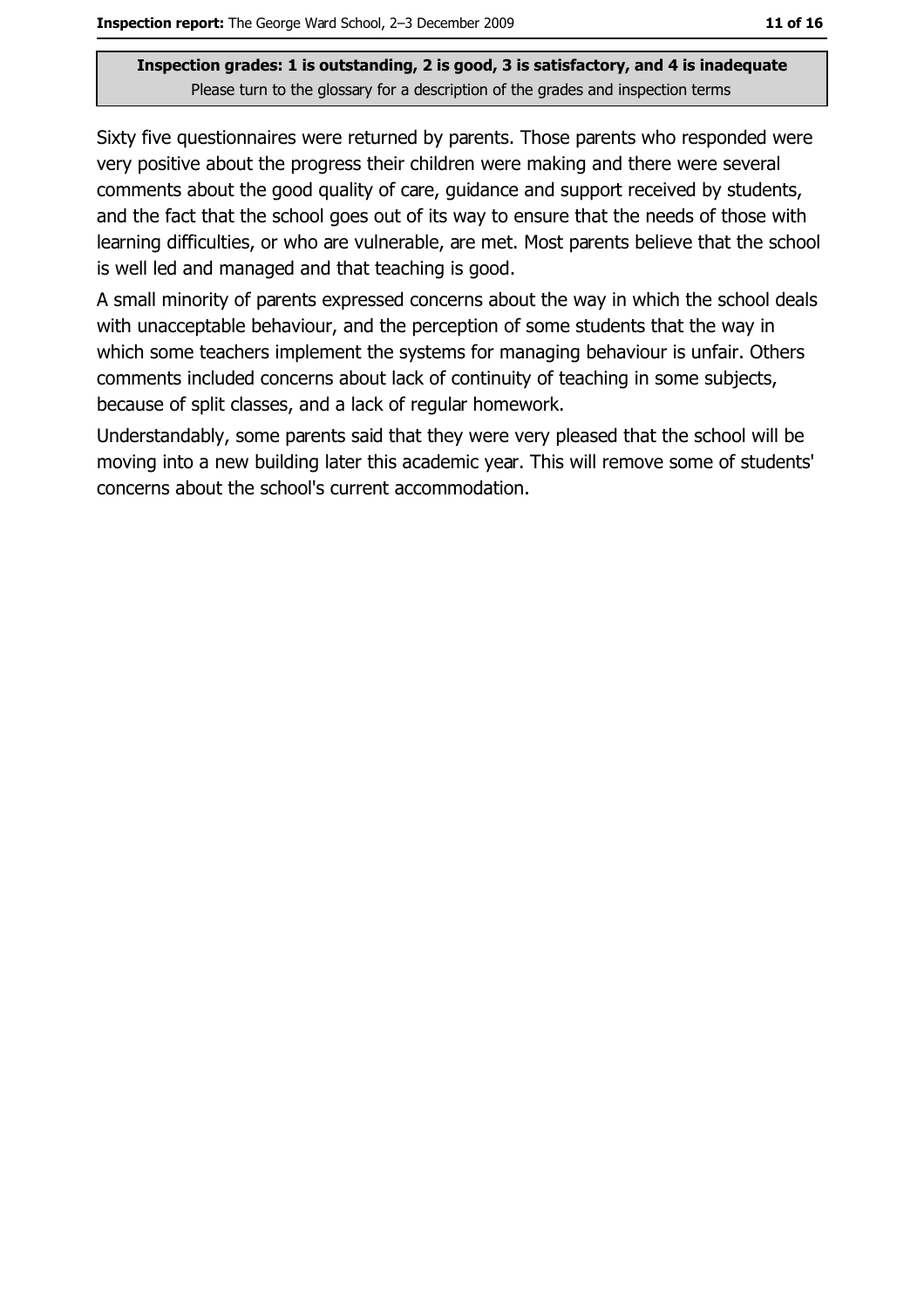**Inspection grades: 1 is outstanding, 2 is good, 3 is satisfactory, and 4 is inadequate**
Please turn to the glossary for a description of the grades and inspection terms

Sixty five questionnaires were returned by parents. Those parents who responded were very positive about the progress their children were making and there were several comments about the good quality of care, guidance and support received by students, and the fact that the school goes out of its way to ensure that the needs of those with learning difficulties, or who are vulnerable, are met. Most parents believe that the school is well led and managed and that teaching is good.

A small minority of parents expressed concerns about the way in which the school deals with unacceptable behaviour, and the perception of some students that the way in which some teachers implement the systems for managing behaviour is unfair. Others comments included concerns about lack of continuity of teaching in some subjects, because of split classes, and a lack of regular homework.

Understandably, some parents said that they were very pleased that the school will be moving into a new building later this academic year. This will remove some of students' concerns about the school's current accommodation.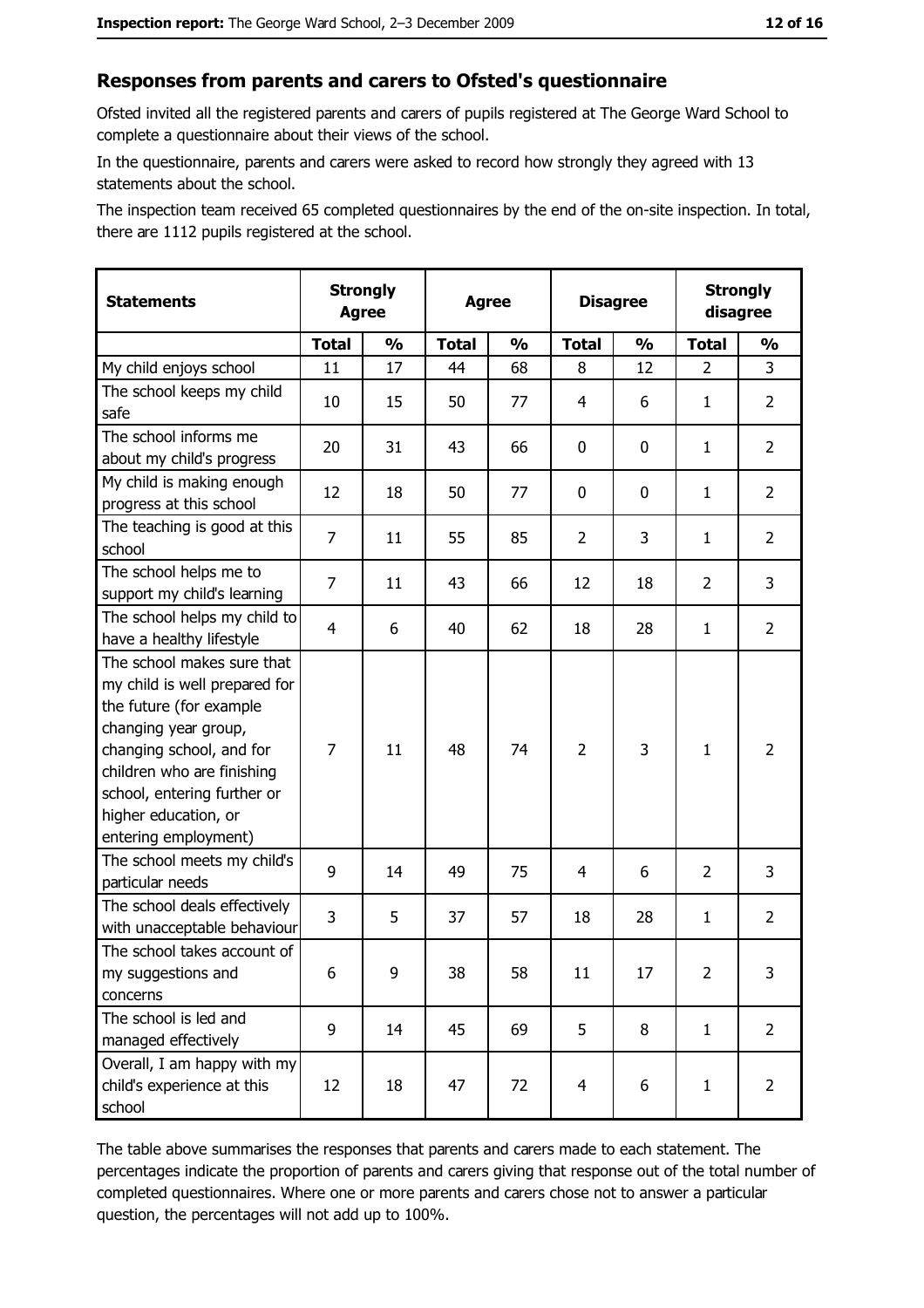## Responses from parents and carers to Ofsted's questionnaire

Ofsted invited all the registered parents and carers of pupils registered at The George Ward School to complete a questionnaire about their views of the school.

In the questionnaire, parents and carers were asked to record how strongly they agreed with 13 statements about the school.

The inspection team received 65 completed questionnaires by the end of the on-site inspection. In total, there are 1112 pupils registered at the school.

| Statements | Strongly Agree | | Agree | | Disagree | | Strongly disagree | |
|---|---|---|---|---|---|---|---|---|
| | Total | % | Total | % | Total | % | Total | % |
| My child enjoys school | 11 | 17 | 44 | 68 | 8 | 12 | 2 | 3 |
| The school keeps my child safe | 10 | 15 | 50 | 77 | 4 | 6 | 1 | 2 |
| The school informs me about my child's progress | 20 | 31 | 43 | 66 | 0 | 0 | 1 | 2 |
| My child is making enough progress at this school | 12 | 18 | 50 | 77 | 0 | 0 | 1 | 2 |
| The teaching is good at this school | 7 | 11 | 55 | 85 | 2 | 3 | 1 | 2 |
| The school helps me to support my child's learning | 7 | 11 | 43 | 66 | 12 | 18 | 2 | 3 |
| The school helps my child to have a healthy lifestyle | 4 | 6 | 40 | 62 | 18 | 28 | 1 | 2 |
| The school makes sure that my child is well prepared for the future (for example changing year group, changing school, and for children who are finishing school, entering further or higher education, or entering employment) | 7 | 11 | 48 | 74 | 2 | 3 | 1 | 2 |
| The school meets my child's particular needs | 9 | 14 | 49 | 75 | 4 | 6 | 2 | 3 |
| The school deals effectively with unacceptable behaviour | 3 | 5 | 37 | 57 | 18 | 28 | 1 | 2 |
| The school takes account of my suggestions and concerns | 6 | 9 | 38 | 58 | 11 | 17 | 2 | 3 |
| The school is led and managed effectively | 9 | 14 | 45 | 69 | 5 | 8 | 1 | 2 |
| Overall, I am happy with my child's experience at this school | 12 | 18 | 47 | 72 | 4 | 6 | 1 | 2 |

The table above summarises the responses that parents and carers made to each statement. The percentages indicate the proportion of parents and carers giving that response out of the total number of completed questionnaires. Where one or more parents and carers chose not to answer a particular question, the percentages will not add up to 100%.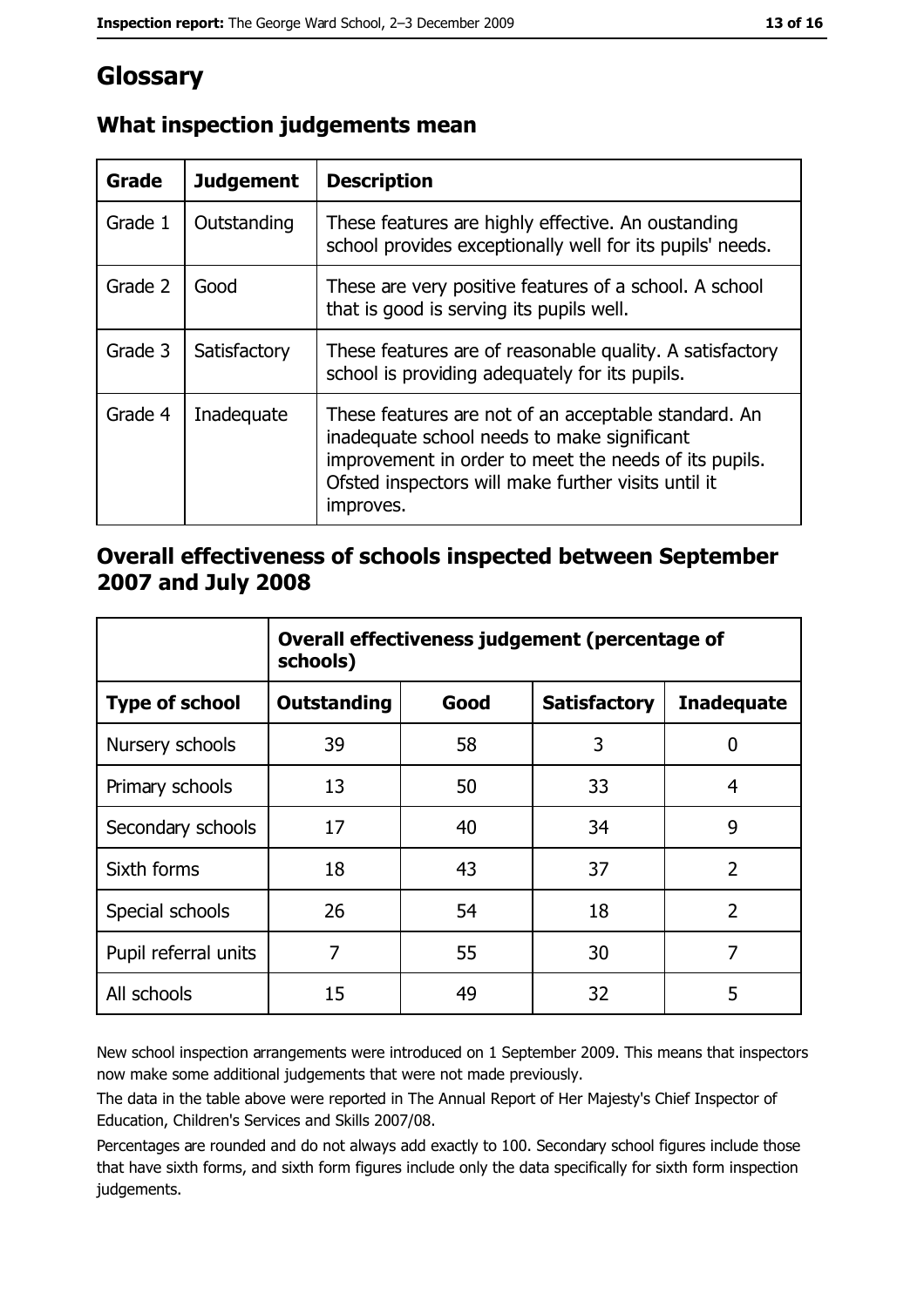# Glossary

## What inspection judgements mean

| Grade | Judgement | Description |
|---|---|---|
| Grade 1 | Outstanding | These features are highly effective. An oustanding school provides exceptionally well for its pupils' needs. |
| Grade 2 | Good | These are very positive features of a school. A school that is good is serving its pupils well. |
| Grade 3 | Satisfactory | These features are of reasonable quality. A satisfactory school is providing adequately for its pupils. |
| Grade 4 | Inadequate | These features are not of an acceptable standard. An inadequate school needs to make significant improvement in order to meet the needs of its pupils. Ofsted inspectors will make further visits until it improves. |

## Overall effectiveness of schools inspected between September 2007 and July 2008

| | Overall effectiveness judgement (percentage of schools) | | | |
|---|---|---|---|---|
| **Type of school** | **Outstanding** | **Good** | **Satisfactory** | **Inadequate** |
| Nursery schools | 39 | 58 | 3 | 0 |
| Primary schools | 13 | 50 | 33 | 4 |
| Secondary schools | 17 | 40 | 34 | 9 |
| Sixth forms | 18 | 43 | 37 | 2 |
| Special schools | 26 | 54 | 18 | 2 |
| Pupil referral units | 7 | 55 | 30 | 7 |
| All schools | 15 | 49 | 32 | 5 |

New school inspection arrangements were introduced on 1 September 2009. This means that inspectors now make some additional judgements that were not made previously.

The data in the table above were reported in The Annual Report of Her Majesty's Chief Inspector of Education, Children's Services and Skills 2007/08.

Percentages are rounded and do not always add exactly to 100. Secondary school figures include those that have sixth forms, and sixth form figures include only the data specifically for sixth form inspection judgements.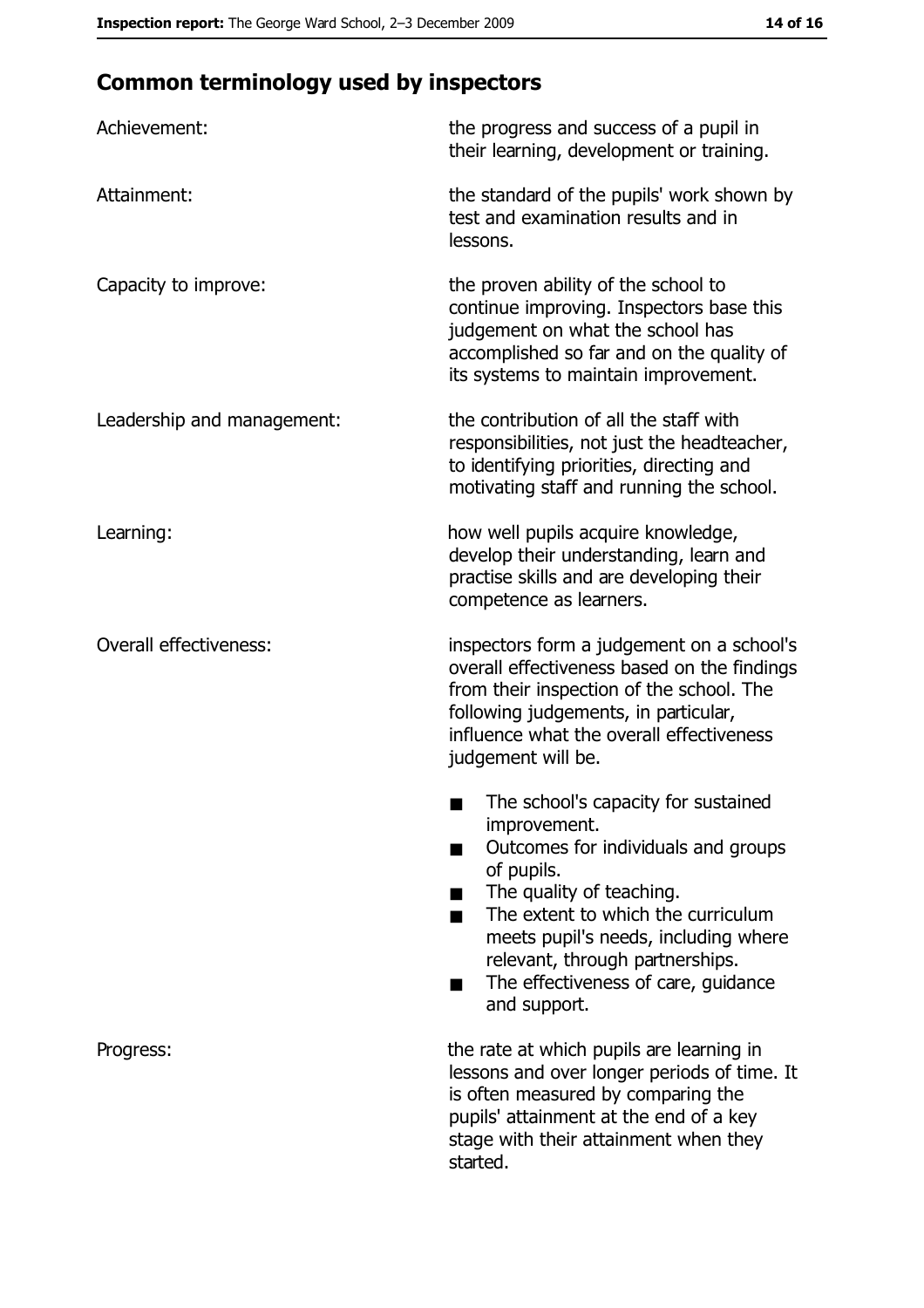## Common terminology used by inspectors

**Achievement:** the progress and success of a pupil in their learning, development or training.

**Attainment:** the standard of the pupils' work shown by test and examination results and in lessons.

**Capacity to improve:** the proven ability of the school to continue improving. Inspectors base this judgement on what the school has accomplished so far and on the quality of its systems to maintain improvement.

**Leadership and management:** the contribution of all the staff with responsibilities, not just the headteacher, to identifying priorities, directing and motivating staff and running the school.

**Learning:** how well pupils acquire knowledge, develop their understanding, learn and practise skills and are developing their competence as learners.

**Overall effectiveness:** inspectors form a judgement on a school's overall effectiveness based on the findings from their inspection of the school. The following judgements, in particular, influence what the overall effectiveness judgement will be.

- The school's capacity for sustained improvement.
- Outcomes for individuals and groups of pupils.
- The quality of teaching.
- The extent to which the curriculum meets pupil's needs, including where relevant, through partnerships.
- The effectiveness of care, guidance and support.

**Progress:** the rate at which pupils are learning in lessons and over longer periods of time. It is often measured by comparing the pupils' attainment at the end of a key stage with their attainment when they started.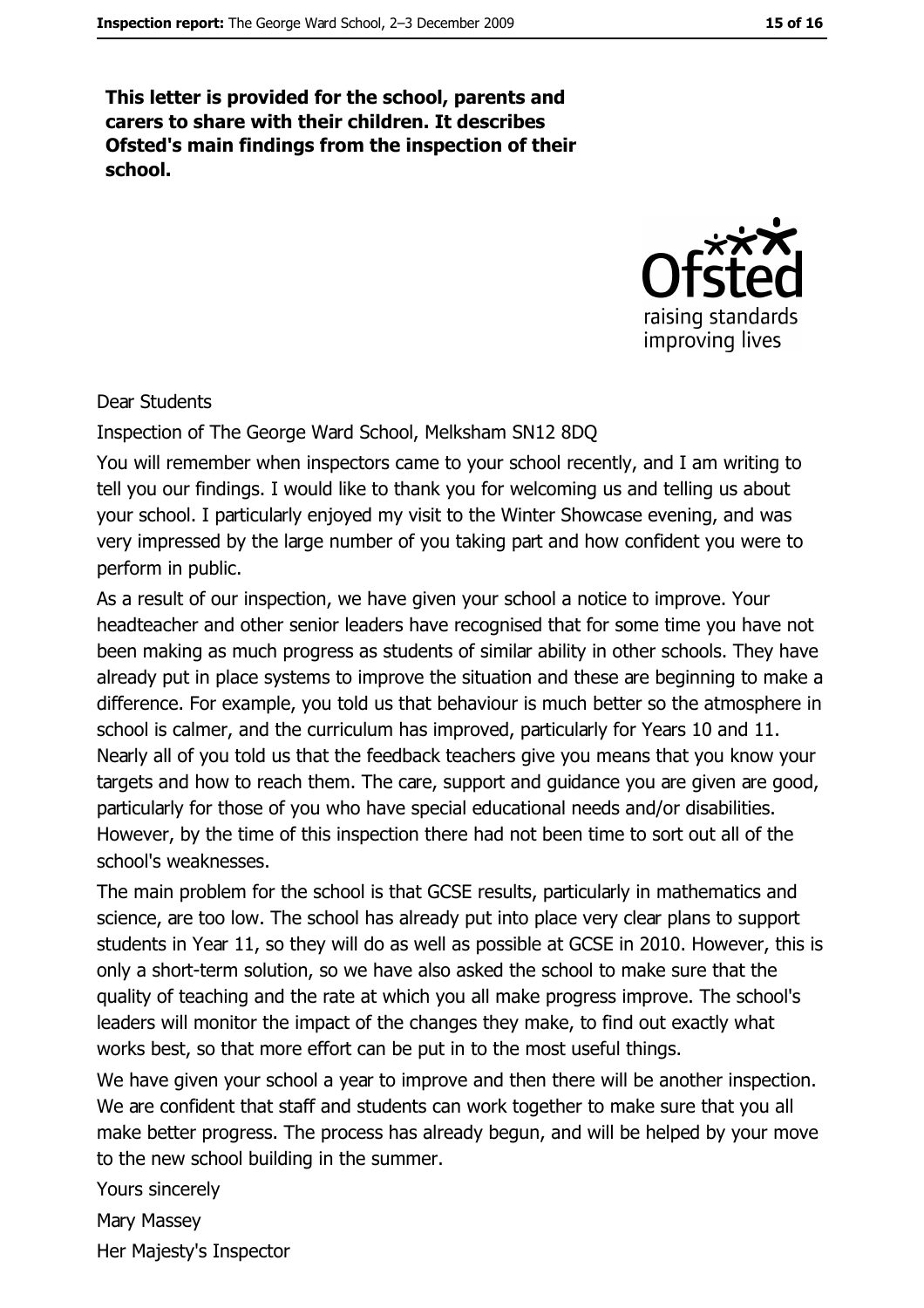**This letter is provided for the school, parents and carers to share with their children. It describes Ofsted's main findings from the inspection of their school.**

Dear Students

Inspection of The George Ward School, Melksham SN12 8DQ

You will remember when inspectors came to your school recently, and I am writing to tell you our findings. I would like to thank you for welcoming us and telling us about your school. I particularly enjoyed my visit to the Winter Showcase evening, and was very impressed by the large number of you taking part and how confident you were to perform in public.

As a result of our inspection, we have given your school a notice to improve. Your headteacher and other senior leaders have recognised that for some time you have not been making as much progress as students of similar ability in other schools. They have already put in place systems to improve the situation and these are beginning to make a difference. For example, you told us that behaviour is much better so the atmosphere in school is calmer, and the curriculum has improved, particularly for Years 10 and 11. Nearly all of you told us that the feedback teachers give you means that you know your targets and how to reach them. The care, support and guidance you are given are good, particularly for those of you who have special educational needs and/or disabilities. However, by the time of this inspection there had not been time to sort out all of the school's weaknesses.

The main problem for the school is that GCSE results, particularly in mathematics and science, are too low. The school has already put into place very clear plans to support students in Year 11, so they will do as well as possible at GCSE in 2010. However, this is only a short-term solution, so we have also asked the school to make sure that the quality of teaching and the rate at which you all make progress improve. The school's leaders will monitor the impact of the changes they make, to find out exactly what works best, so that more effort can be put in to the most useful things.

We have given your school a year to improve and then there will be another inspection. We are confident that staff and students can work together to make sure that you all make better progress. The process has already begun, and will be helped by your move to the new school building in the summer.

Yours sincerely

Mary Massey

Her Majesty's Inspector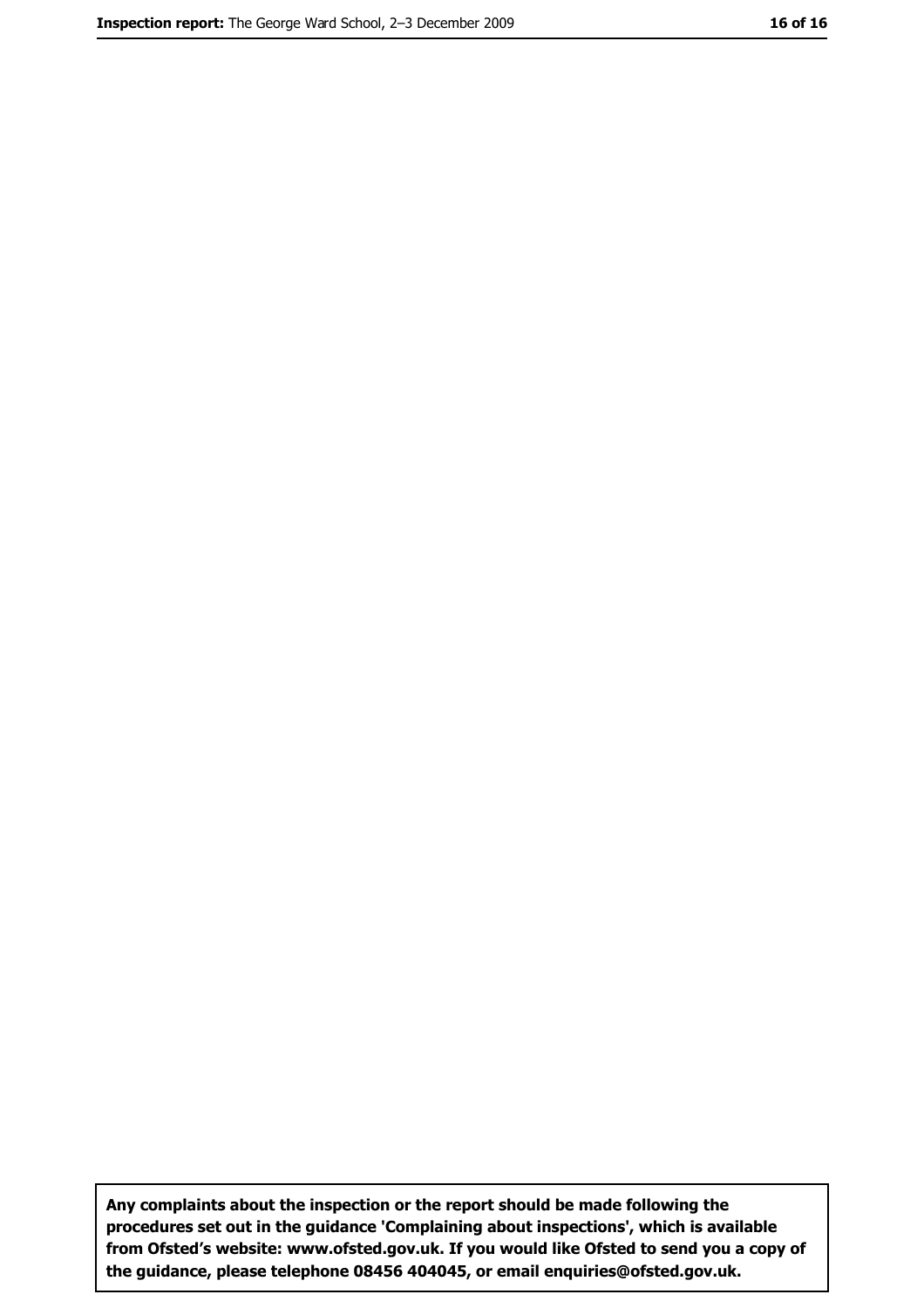**Any complaints about the inspection or the report should be made following the procedures set out in the guidance 'Complaining about inspections', which is available from Ofsted's website: www.ofsted.gov.uk. If you would like Ofsted to send you a copy of the guidance, please telephone 08456 404045, or email enquiries@ofsted.gov.uk.**